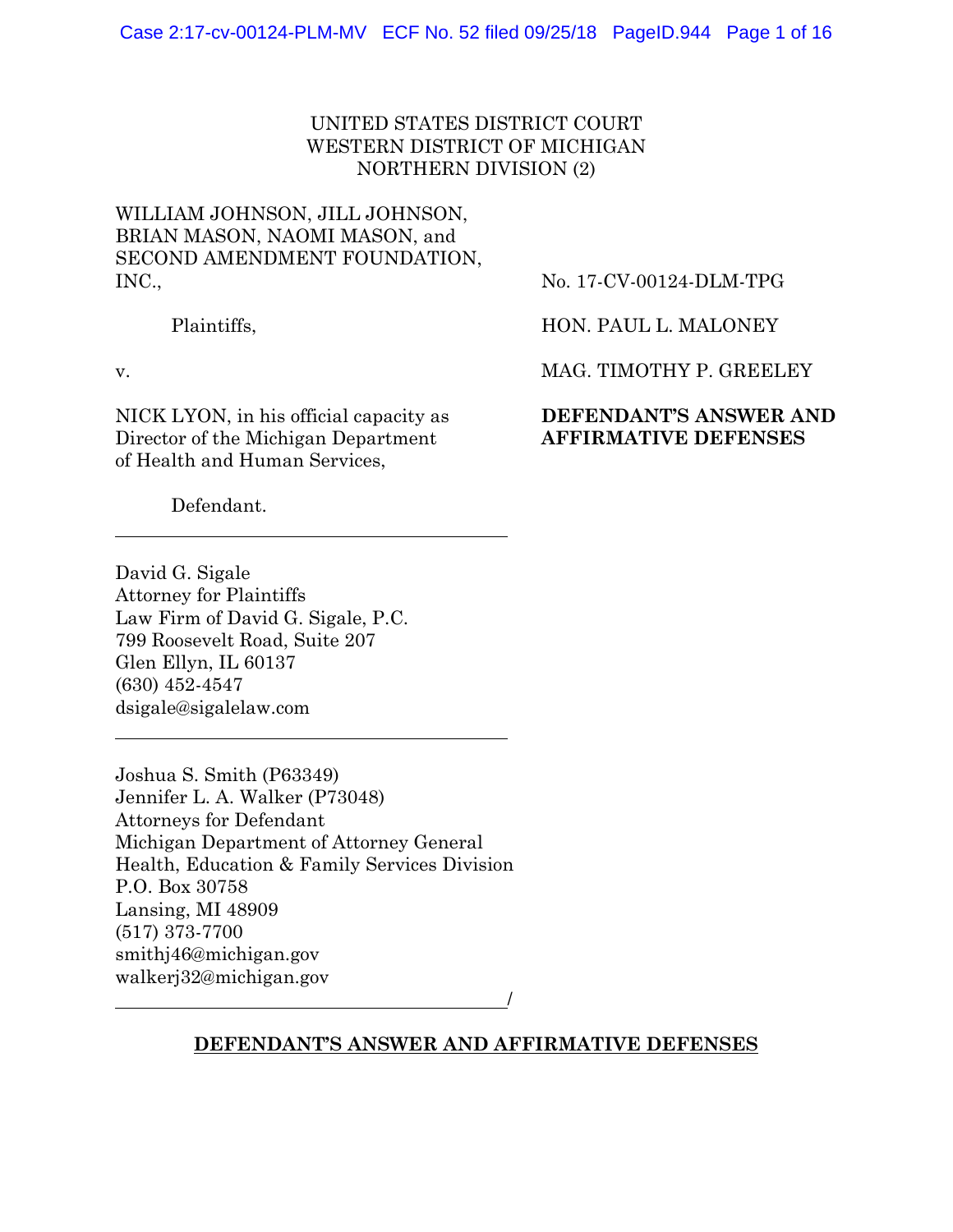UNITED STATES DISTRICT COURT
WESTERN DISTRICT OF MICHIGAN
NORTHERN DIVISION (2)

WILLIAM JOHNSON, JILL JOHNSON, BRIAN MASON, NAOMI MASON, and SECOND AMENDMENT FOUNDATION, INC.,

Plaintiffs,

v.

NICK LYON, in his official capacity as Director of the Michigan Department of Health and Human Services,

Defendant.

No. 17-CV-00124-DLM-TPG

HON. PAUL L. MALONEY

MAG. TIMOTHY P. GREELEY

**DEFENDANT'S ANSWER AND AFFIRMATIVE DEFENSES**

---

David G. Sigale
Attorney for Plaintiffs
Law Firm of David G. Sigale, P.C.
799 Roosevelt Road, Suite 207
Glen Ellyn, IL 60137
(630) 452-4547
dsigale@sigalelaw.com

---

Joshua S. Smith (P63349)
Jennifer L. A. Walker (P73048)
Attorneys for Defendant
Michigan Department of Attorney General
Health, Education & Family Services Division
P.O. Box 30758
Lansing, MI 48909
(517) 373-7700
smithj46@michigan.gov
walkerj32@michigan.gov

---/

## DEFENDANT'S ANSWER AND AFFIRMATIVE DEFENSES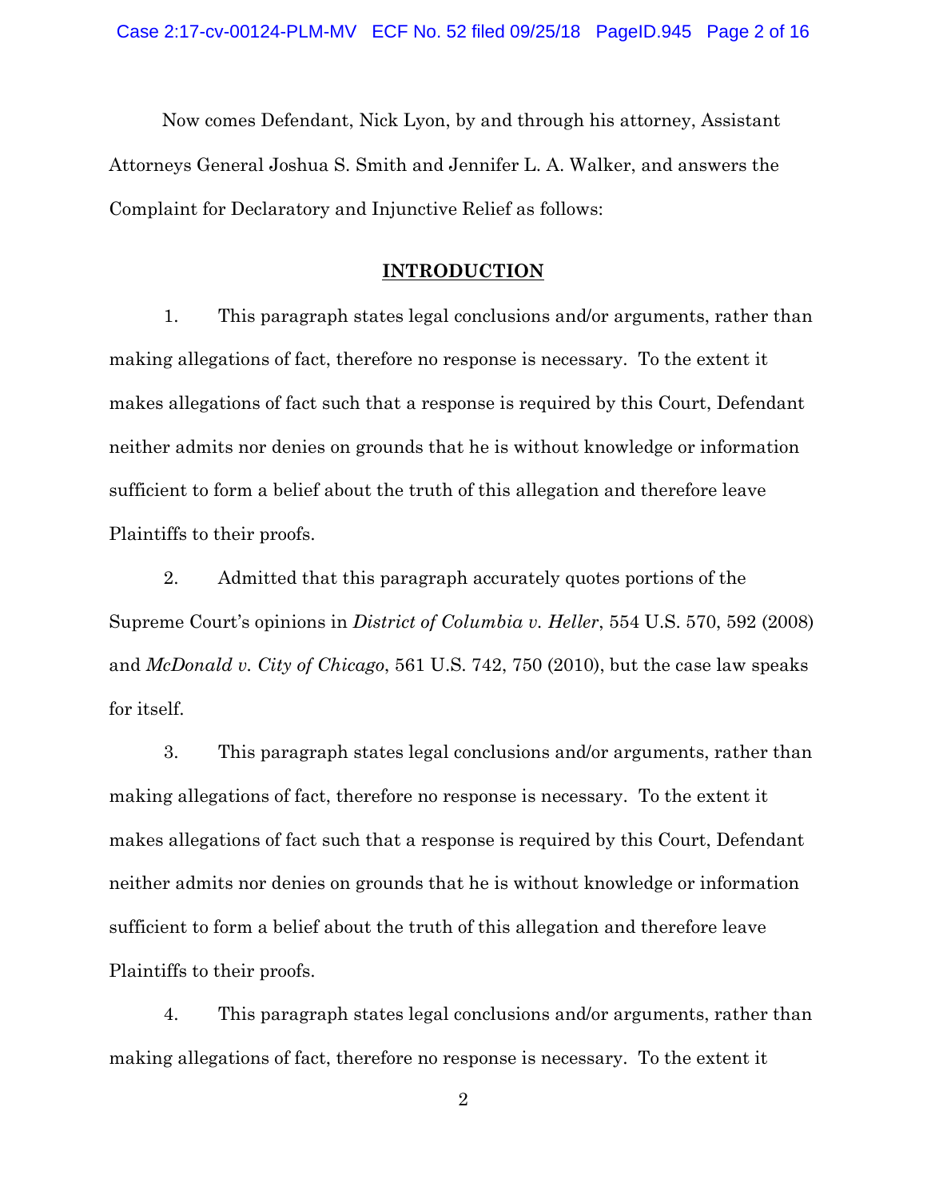Now comes Defendant, Nick Lyon, by and through his attorney, Assistant Attorneys General Joshua S. Smith and Jennifer L. A. Walker, and answers the Complaint for Declaratory and Injunctive Relief as follows:

## INTRODUCTION

1. This paragraph states legal conclusions and/or arguments, rather than making allegations of fact, therefore no response is necessary. To the extent it makes allegations of fact such that a response is required by this Court, Defendant neither admits nor denies on grounds that he is without knowledge or information sufficient to form a belief about the truth of this allegation and therefore leave Plaintiffs to their proofs.

2. Admitted that this paragraph accurately quotes portions of the Supreme Court's opinions in *District of Columbia v. Heller*, 554 U.S. 570, 592 (2008) and *McDonald v. City of Chicago*, 561 U.S. 742, 750 (2010), but the case law speaks for itself.

3. This paragraph states legal conclusions and/or arguments, rather than making allegations of fact, therefore no response is necessary. To the extent it makes allegations of fact such that a response is required by this Court, Defendant neither admits nor denies on grounds that he is without knowledge or information sufficient to form a belief about the truth of this allegation and therefore leave Plaintiffs to their proofs.

4. This paragraph states legal conclusions and/or arguments, rather than making allegations of fact, therefore no response is necessary. To the extent it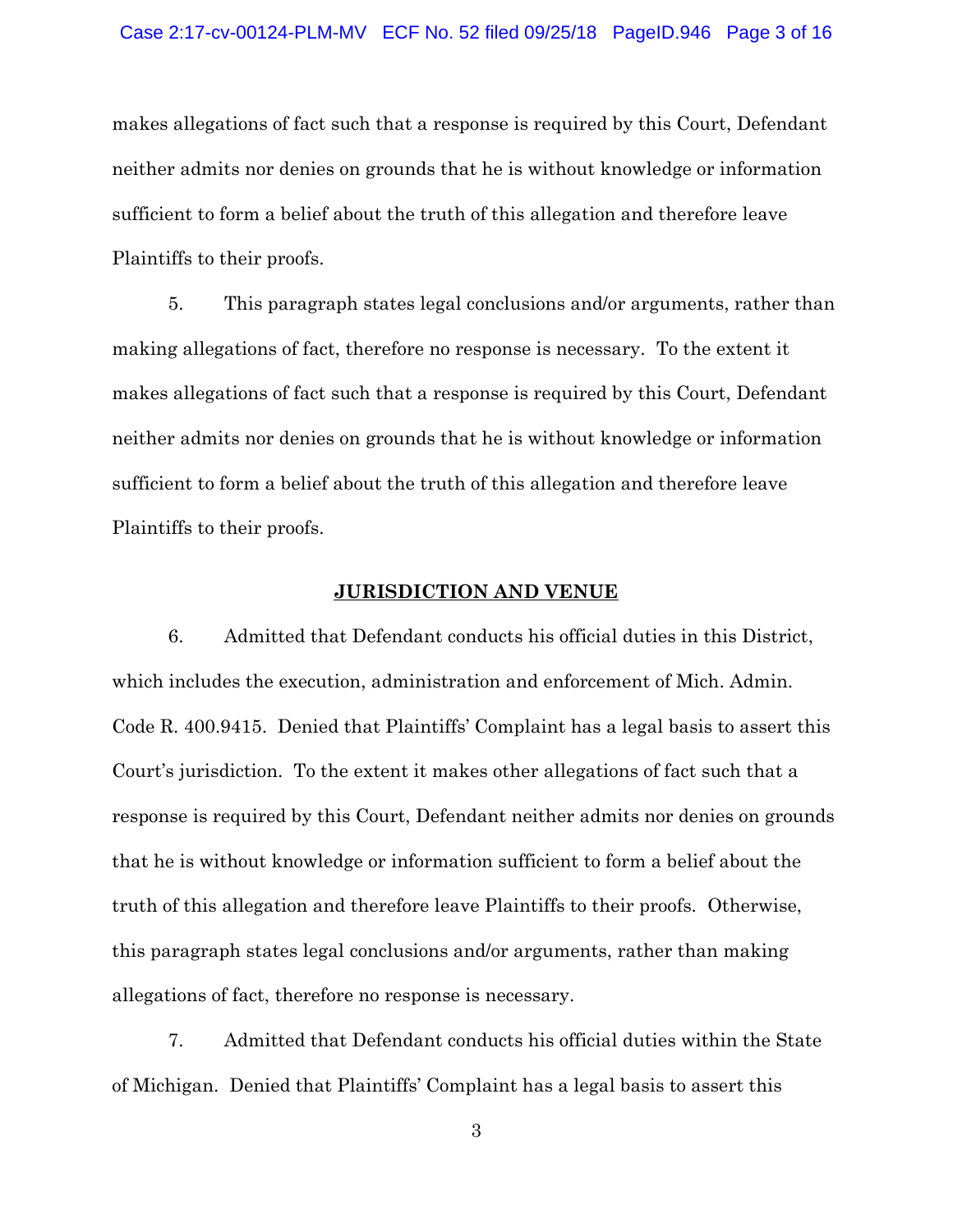makes allegations of fact such that a response is required by this Court, Defendant neither admits nor denies on grounds that he is without knowledge or information sufficient to form a belief about the truth of this allegation and therefore leave Plaintiffs to their proofs.

5. This paragraph states legal conclusions and/or arguments, rather than making allegations of fact, therefore no response is necessary. To the extent it makes allegations of fact such that a response is required by this Court, Defendant neither admits nor denies on grounds that he is without knowledge or information sufficient to form a belief about the truth of this allegation and therefore leave Plaintiffs to their proofs.

## JURISDICTION AND VENUE

6. Admitted that Defendant conducts his official duties in this District, which includes the execution, administration and enforcement of Mich. Admin. Code R. 400.9415. Denied that Plaintiffs' Complaint has a legal basis to assert this Court's jurisdiction. To the extent it makes other allegations of fact such that a response is required by this Court, Defendant neither admits nor denies on grounds that he is without knowledge or information sufficient to form a belief about the truth of this allegation and therefore leave Plaintiffs to their proofs. Otherwise, this paragraph states legal conclusions and/or arguments, rather than making allegations of fact, therefore no response is necessary.

7. Admitted that Defendant conducts his official duties within the State of Michigan. Denied that Plaintiffs' Complaint has a legal basis to assert this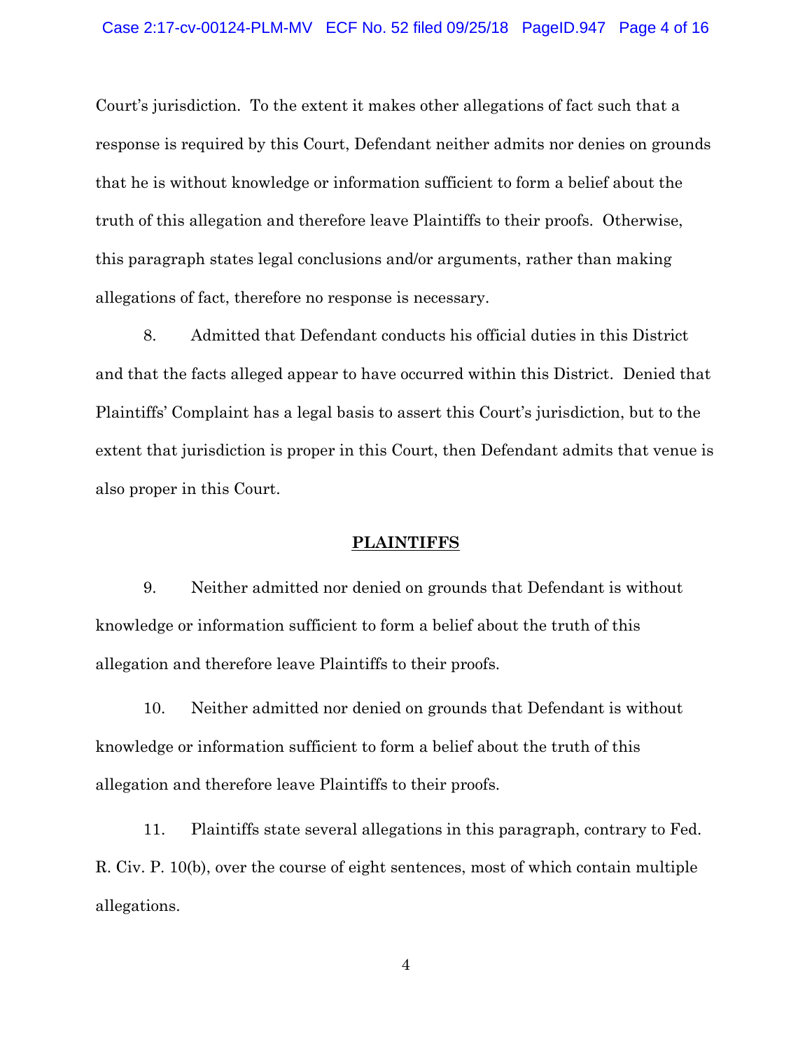Court's jurisdiction. To the extent it makes other allegations of fact such that a response is required by this Court, Defendant neither admits nor denies on grounds that he is without knowledge or information sufficient to form a belief about the truth of this allegation and therefore leave Plaintiffs to their proofs. Otherwise, this paragraph states legal conclusions and/or arguments, rather than making allegations of fact, therefore no response is necessary.

8. Admitted that Defendant conducts his official duties in this District and that the facts alleged appear to have occurred within this District. Denied that Plaintiffs' Complaint has a legal basis to assert this Court's jurisdiction, but to the extent that jurisdiction is proper in this Court, then Defendant admits that venue is also proper in this Court.

## **PLAINTIFFS**

9. Neither admitted nor denied on grounds that Defendant is without knowledge or information sufficient to form a belief about the truth of this allegation and therefore leave Plaintiffs to their proofs.

10. Neither admitted nor denied on grounds that Defendant is without knowledge or information sufficient to form a belief about the truth of this allegation and therefore leave Plaintiffs to their proofs.

11. Plaintiffs state several allegations in this paragraph, contrary to Fed. R. Civ. P. 10(b), over the course of eight sentences, most of which contain multiple allegations.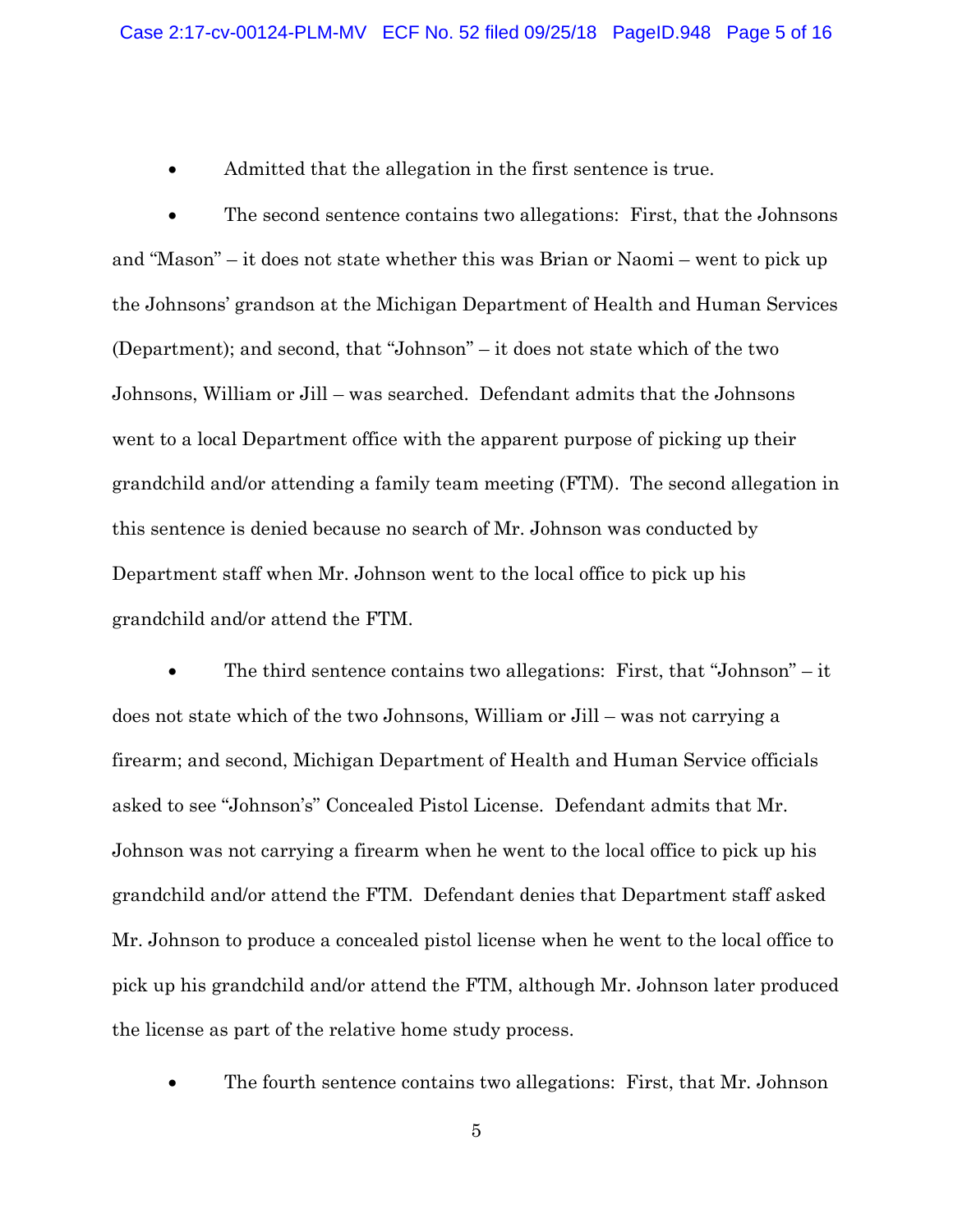- Admitted that the allegation in the first sentence is true.

- The second sentence contains two allegations: First, that the Johnsons and "Mason" – it does not state whether this was Brian or Naomi – went to pick up the Johnsons' grandson at the Michigan Department of Health and Human Services (Department); and second, that "Johnson" – it does not state which of the two Johnsons, William or Jill – was searched. Defendant admits that the Johnsons went to a local Department office with the apparent purpose of picking up their grandchild and/or attending a family team meeting (FTM). The second allegation in this sentence is denied because no search of Mr. Johnson was conducted by Department staff when Mr. Johnson went to the local office to pick up his grandchild and/or attend the FTM.

- The third sentence contains two allegations: First, that "Johnson" – it does not state which of the two Johnsons, William or Jill – was not carrying a firearm; and second, Michigan Department of Health and Human Service officials asked to see "Johnson's" Concealed Pistol License. Defendant admits that Mr. Johnson was not carrying a firearm when he went to the local office to pick up his grandchild and/or attend the FTM. Defendant denies that Department staff asked Mr. Johnson to produce a concealed pistol license when he went to the local office to pick up his grandchild and/or attend the FTM, although Mr. Johnson later produced the license as part of the relative home study process.

- The fourth sentence contains two allegations: First, that Mr. Johnson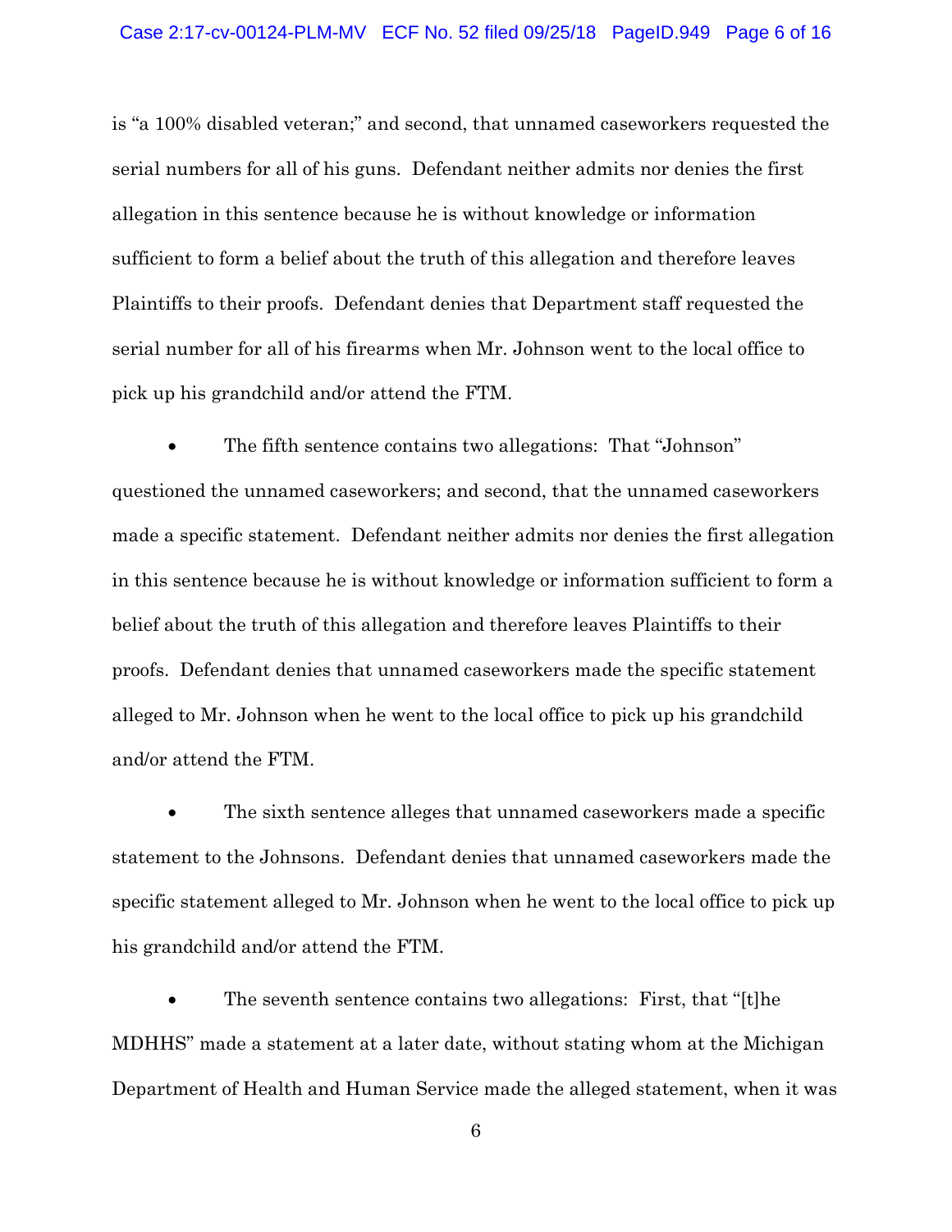is "a 100% disabled veteran;" and second, that unnamed caseworkers requested the serial numbers for all of his guns. Defendant neither admits nor denies the first allegation in this sentence because he is without knowledge or information sufficient to form a belief about the truth of this allegation and therefore leaves Plaintiffs to their proofs. Defendant denies that Department staff requested the serial number for all of his firearms when Mr. Johnson went to the local office to pick up his grandchild and/or attend the FTM.

- The fifth sentence contains two allegations: That "Johnson" questioned the unnamed caseworkers; and second, that the unnamed caseworkers made a specific statement. Defendant neither admits nor denies the first allegation in this sentence because he is without knowledge or information sufficient to form a belief about the truth of this allegation and therefore leaves Plaintiffs to their proofs. Defendant denies that unnamed caseworkers made the specific statement alleged to Mr. Johnson when he went to the local office to pick up his grandchild and/or attend the FTM.

- The sixth sentence alleges that unnamed caseworkers made a specific statement to the Johnsons. Defendant denies that unnamed caseworkers made the specific statement alleged to Mr. Johnson when he went to the local office to pick up his grandchild and/or attend the FTM.

- The seventh sentence contains two allegations: First, that "[t]he MDHHS" made a statement at a later date, without stating whom at the Michigan Department of Health and Human Service made the alleged statement, when it was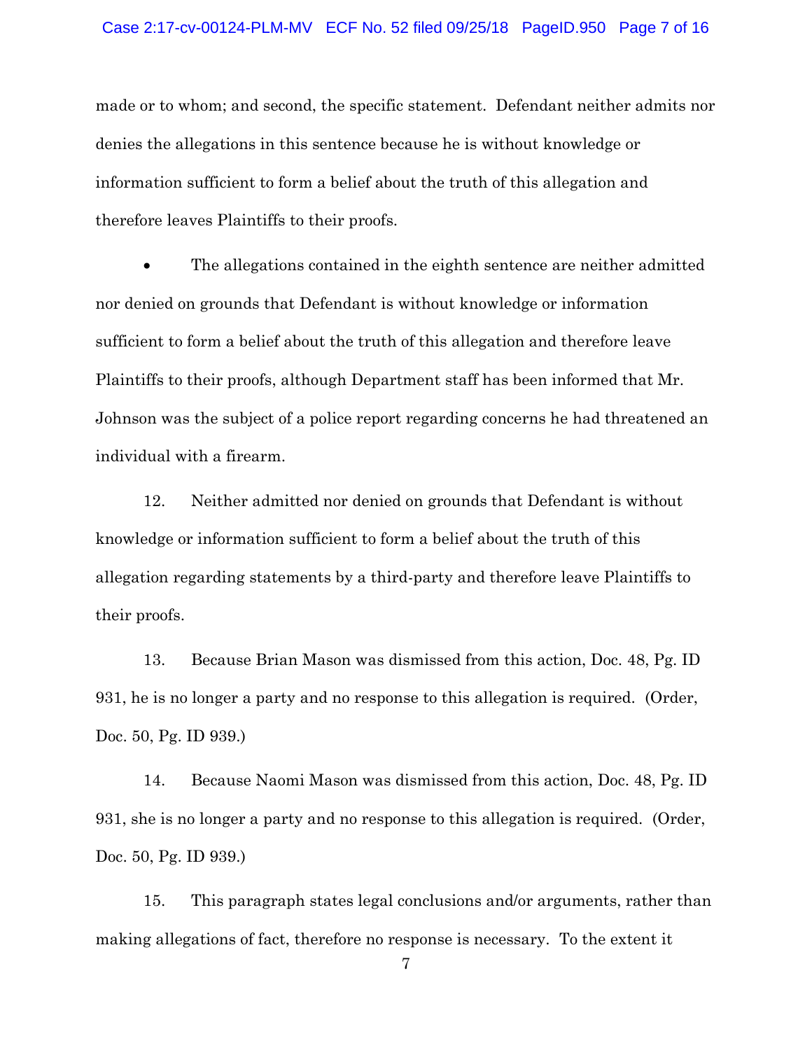made or to whom; and second, the specific statement. Defendant neither admits nor denies the allegations in this sentence because he is without knowledge or information sufficient to form a belief about the truth of this allegation and therefore leaves Plaintiffs to their proofs.

- The allegations contained in the eighth sentence are neither admitted nor denied on grounds that Defendant is without knowledge or information sufficient to form a belief about the truth of this allegation and therefore leave Plaintiffs to their proofs, although Department staff has been informed that Mr. Johnson was the subject of a police report regarding concerns he had threatened an individual with a firearm.

12. Neither admitted nor denied on grounds that Defendant is without knowledge or information sufficient to form a belief about the truth of this allegation regarding statements by a third-party and therefore leave Plaintiffs to their proofs.

13. Because Brian Mason was dismissed from this action, Doc. 48, Pg. ID 931, he is no longer a party and no response to this allegation is required. (Order, Doc. 50, Pg. ID 939.)

14. Because Naomi Mason was dismissed from this action, Doc. 48, Pg. ID 931, she is no longer a party and no response to this allegation is required. (Order, Doc. 50, Pg. ID 939.)

15. This paragraph states legal conclusions and/or arguments, rather than making allegations of fact, therefore no response is necessary. To the extent it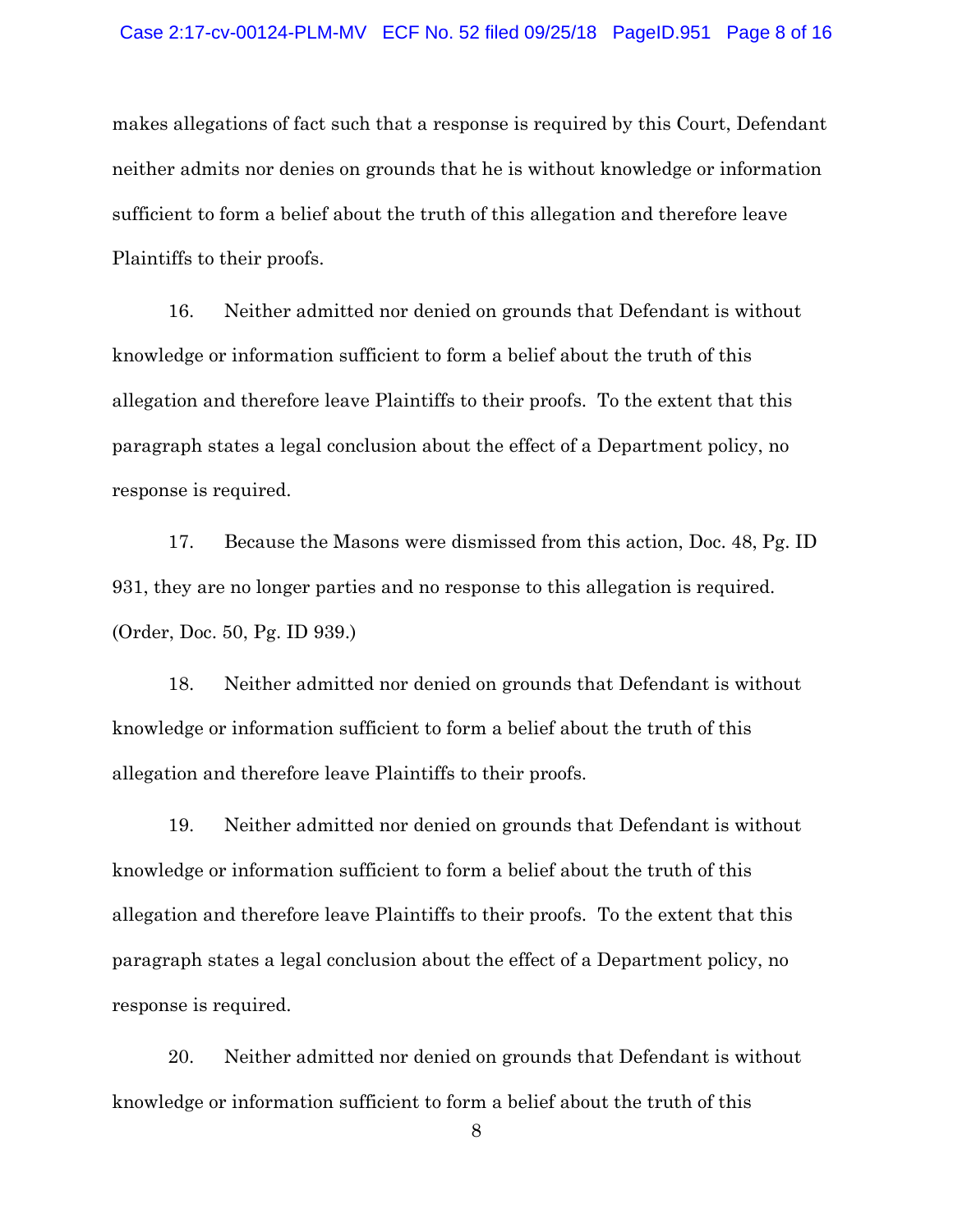makes allegations of fact such that a response is required by this Court, Defendant neither admits nor denies on grounds that he is without knowledge or information sufficient to form a belief about the truth of this allegation and therefore leave Plaintiffs to their proofs.

16. Neither admitted nor denied on grounds that Defendant is without knowledge or information sufficient to form a belief about the truth of this allegation and therefore leave Plaintiffs to their proofs. To the extent that this paragraph states a legal conclusion about the effect of a Department policy, no response is required.

17. Because the Masons were dismissed from this action, Doc. 48, Pg. ID 931, they are no longer parties and no response to this allegation is required. (Order, Doc. 50, Pg. ID 939.)

18. Neither admitted nor denied on grounds that Defendant is without knowledge or information sufficient to form a belief about the truth of this allegation and therefore leave Plaintiffs to their proofs.

19. Neither admitted nor denied on grounds that Defendant is without knowledge or information sufficient to form a belief about the truth of this allegation and therefore leave Plaintiffs to their proofs. To the extent that this paragraph states a legal conclusion about the effect of a Department policy, no response is required.

20. Neither admitted nor denied on grounds that Defendant is without knowledge or information sufficient to form a belief about the truth of this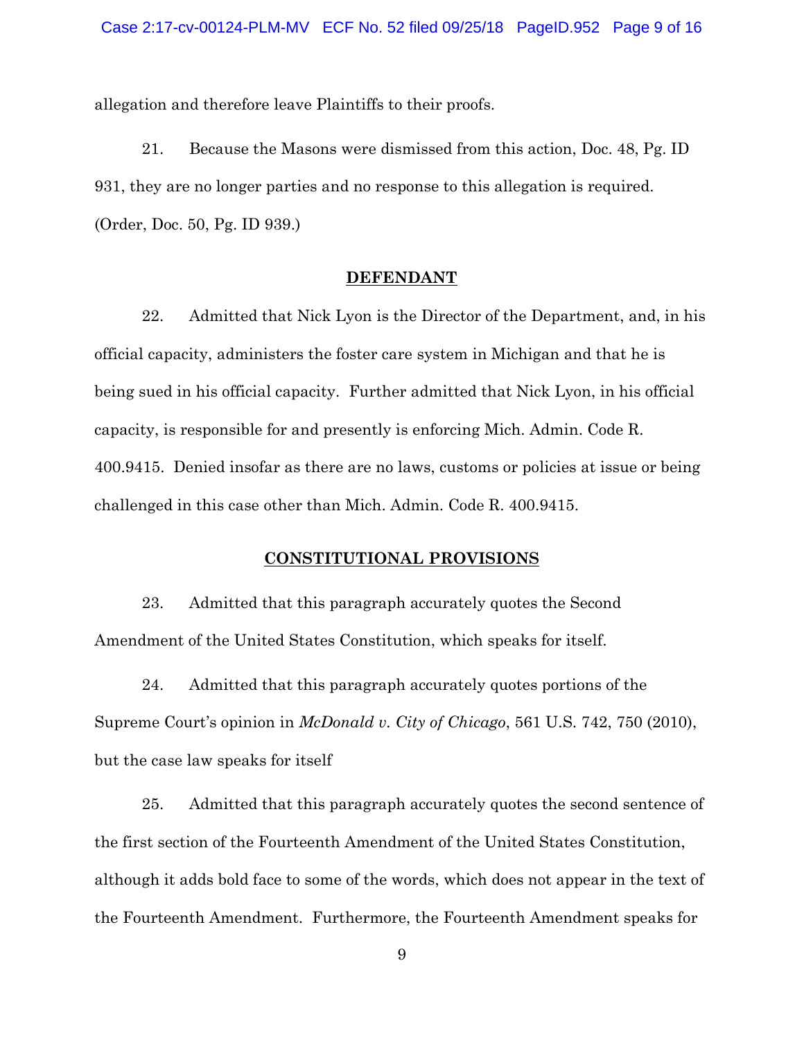allegation and therefore leave Plaintiffs to their proofs.

21. Because the Masons were dismissed from this action, Doc. 48, Pg. ID 931, they are no longer parties and no response to this allegation is required. (Order, Doc. 50, Pg. ID 939.)

## DEFENDANT

22. Admitted that Nick Lyon is the Director of the Department, and, in his official capacity, administers the foster care system in Michigan and that he is being sued in his official capacity. Further admitted that Nick Lyon, in his official capacity, is responsible for and presently is enforcing Mich. Admin. Code R. 400.9415. Denied insofar as there are no laws, customs or policies at issue or being challenged in this case other than Mich. Admin. Code R. 400.9415.

## CONSTITUTIONAL PROVISIONS

23. Admitted that this paragraph accurately quotes the Second Amendment of the United States Constitution, which speaks for itself.

24. Admitted that this paragraph accurately quotes portions of the Supreme Court's opinion in *McDonald v. City of Chicago*, 561 U.S. 742, 750 (2010), but the case law speaks for itself

25. Admitted that this paragraph accurately quotes the second sentence of the first section of the Fourteenth Amendment of the United States Constitution, although it adds bold face to some of the words, which does not appear in the text of the Fourteenth Amendment. Furthermore, the Fourteenth Amendment speaks for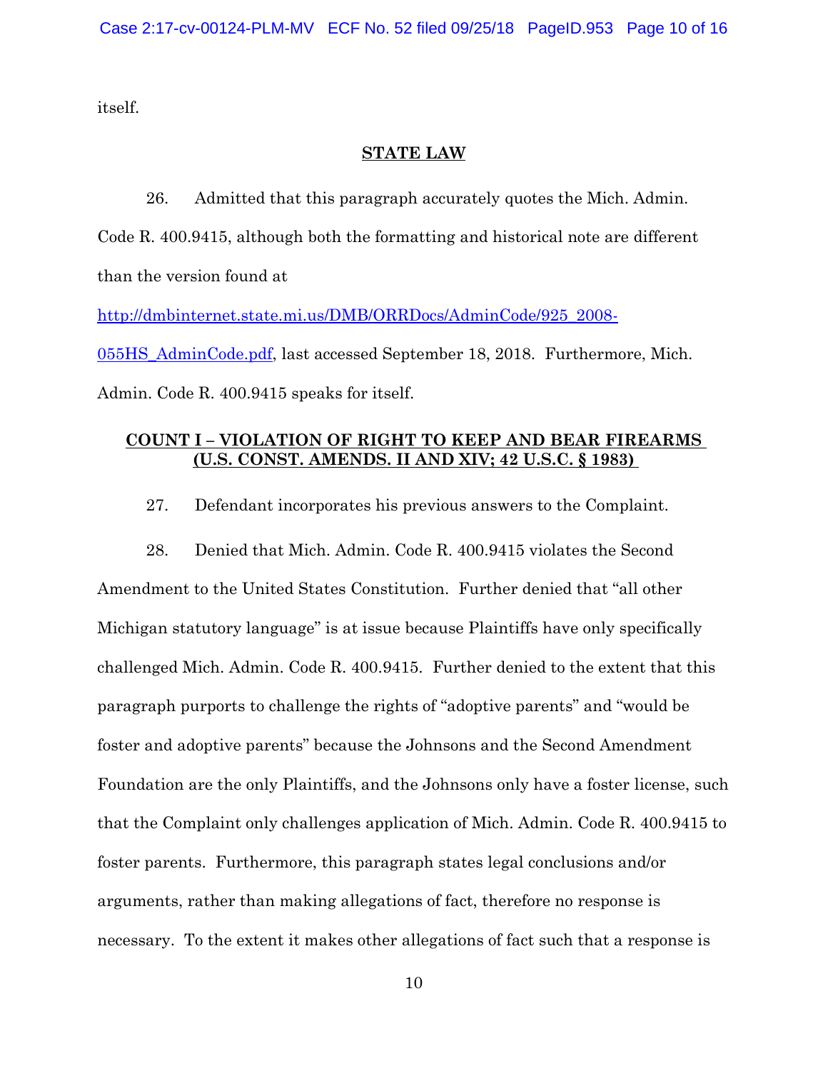itself.

## STATE LAW

26. Admitted that this paragraph accurately quotes the Mich. Admin. Code R. 400.9415, although both the formatting and historical note are different than the version found at http://dmbinternet.state.mi.us/DMB/ORRDocs/AdminCode/925_2008-055HS_AdminCode.pdf, last accessed September 18, 2018. Furthermore, Mich. Admin. Code R. 400.9415 speaks for itself.

## COUNT I – VIOLATION OF RIGHT TO KEEP AND BEAR FIREARMS (U.S. CONST. AMENDS. II AND XIV; 42 U.S.C. § 1983)

27. Defendant incorporates his previous answers to the Complaint.

28. Denied that Mich. Admin. Code R. 400.9415 violates the Second Amendment to the United States Constitution. Further denied that "all other Michigan statutory language" is at issue because Plaintiffs have only specifically challenged Mich. Admin. Code R. 400.9415. Further denied to the extent that this paragraph purports to challenge the rights of "adoptive parents" and "would be foster and adoptive parents" because the Johnsons and the Second Amendment Foundation are the only Plaintiffs, and the Johnsons only have a foster license, such that the Complaint only challenges application of Mich. Admin. Code R. 400.9415 to foster parents. Furthermore, this paragraph states legal conclusions and/or arguments, rather than making allegations of fact, therefore no response is necessary. To the extent it makes other allegations of fact such that a response is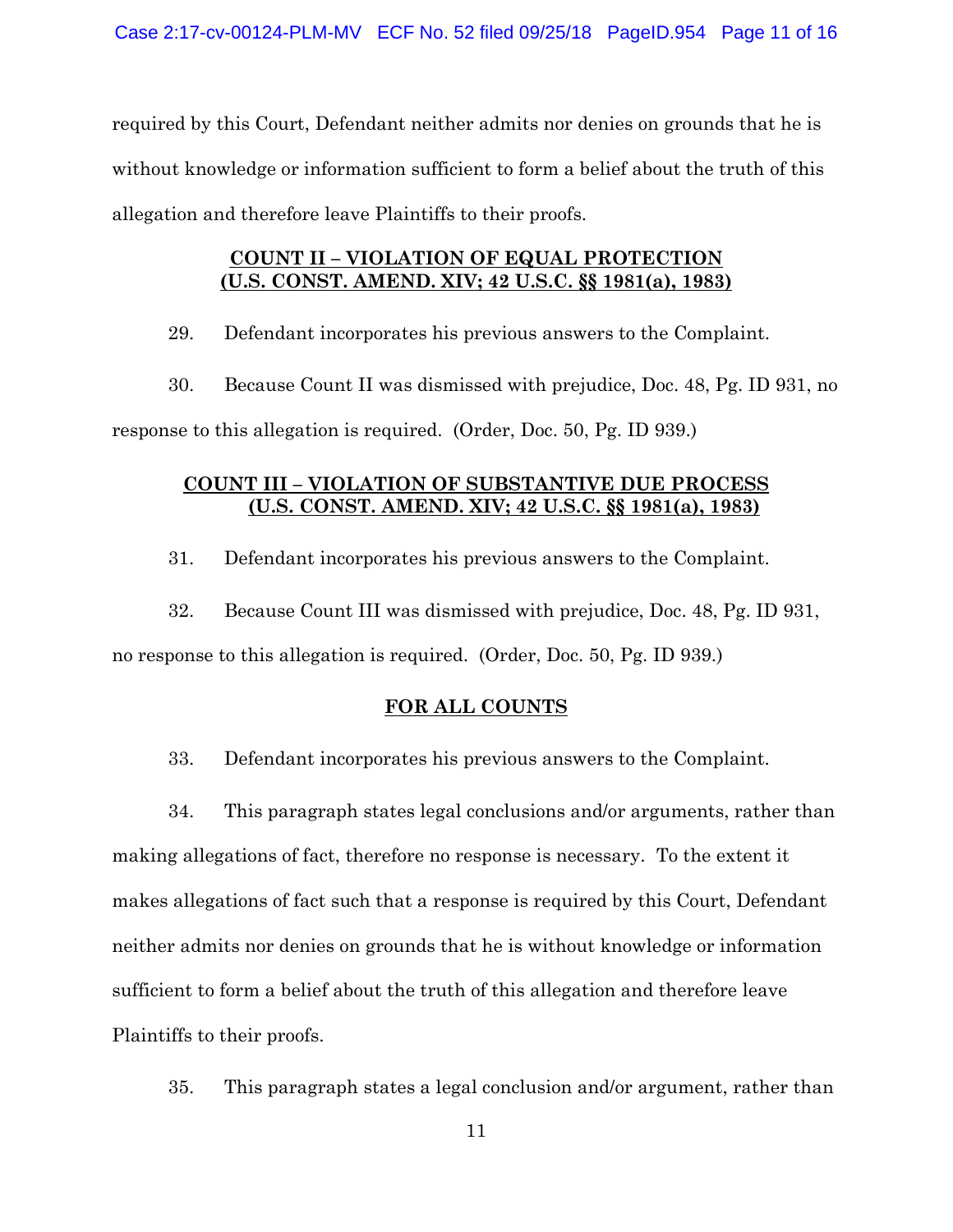required by this Court, Defendant neither admits nor denies on grounds that he is without knowledge or information sufficient to form a belief about the truth of this allegation and therefore leave Plaintiffs to their proofs.

**<u>COUNT II – VIOLATION OF EQUAL PROTECTION (U.S. CONST. AMEND. XIV; 42 U.S.C. §§ 1981(a), 1983)</u>**

29. Defendant incorporates his previous answers to the Complaint.

30. Because Count II was dismissed with prejudice, Doc. 48, Pg. ID 931, no response to this allegation is required. (Order, Doc. 50, Pg. ID 939.)

**<u>COUNT III – VIOLATION OF SUBSTANTIVE DUE PROCESS (U.S. CONST. AMEND. XIV; 42 U.S.C. §§ 1981(a), 1983)</u>**

31. Defendant incorporates his previous answers to the Complaint.

32. Because Count III was dismissed with prejudice, Doc. 48, Pg. ID 931, no response to this allegation is required. (Order, Doc. 50, Pg. ID 939.)

**<u>FOR ALL COUNTS</u>**

33. Defendant incorporates his previous answers to the Complaint.

34. This paragraph states legal conclusions and/or arguments, rather than making allegations of fact, therefore no response is necessary. To the extent it makes allegations of fact such that a response is required by this Court, Defendant neither admits nor denies on grounds that he is without knowledge or information sufficient to form a belief about the truth of this allegation and therefore leave Plaintiffs to their proofs.

35. This paragraph states a legal conclusion and/or argument, rather than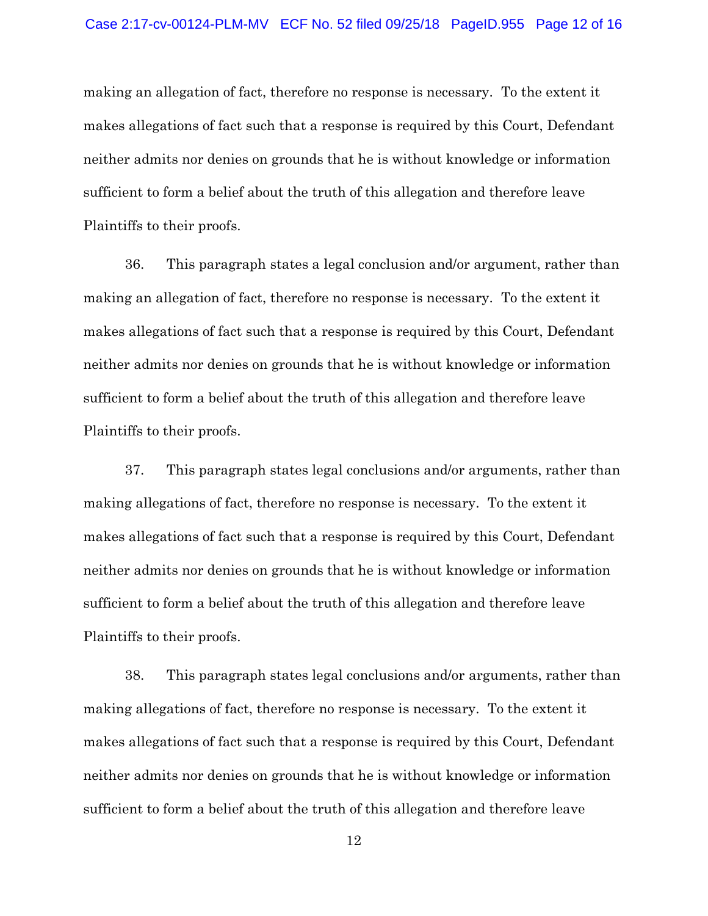making an allegation of fact, therefore no response is necessary. To the extent it makes allegations of fact such that a response is required by this Court, Defendant neither admits nor denies on grounds that he is without knowledge or information sufficient to form a belief about the truth of this allegation and therefore leave Plaintiffs to their proofs.

36. This paragraph states a legal conclusion and/or argument, rather than making an allegation of fact, therefore no response is necessary. To the extent it makes allegations of fact such that a response is required by this Court, Defendant neither admits nor denies on grounds that he is without knowledge or information sufficient to form a belief about the truth of this allegation and therefore leave Plaintiffs to their proofs.

37. This paragraph states legal conclusions and/or arguments, rather than making allegations of fact, therefore no response is necessary. To the extent it makes allegations of fact such that a response is required by this Court, Defendant neither admits nor denies on grounds that he is without knowledge or information sufficient to form a belief about the truth of this allegation and therefore leave Plaintiffs to their proofs.

38. This paragraph states legal conclusions and/or arguments, rather than making allegations of fact, therefore no response is necessary. To the extent it makes allegations of fact such that a response is required by this Court, Defendant neither admits nor denies on grounds that he is without knowledge or information sufficient to form a belief about the truth of this allegation and therefore leave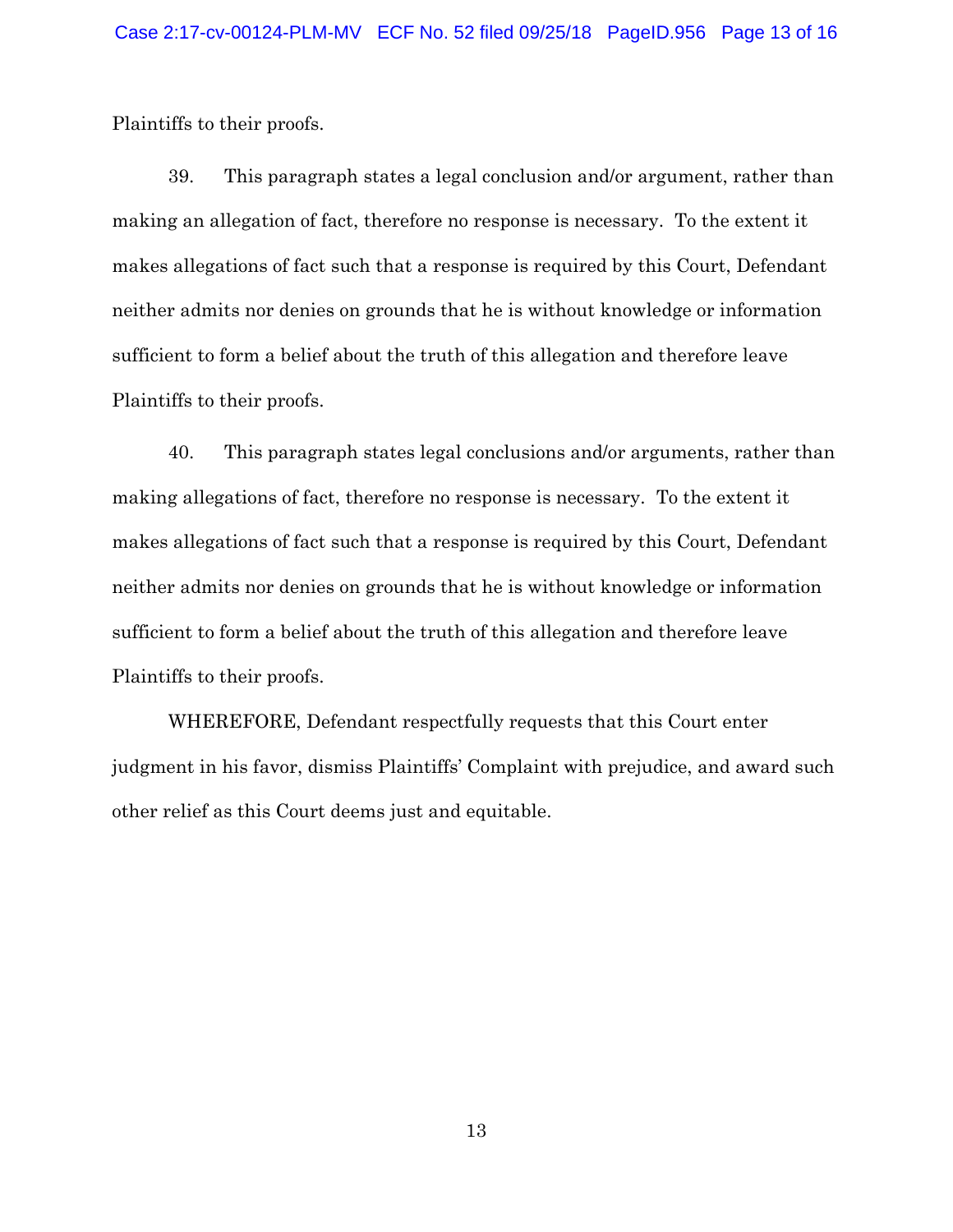Plaintiffs to their proofs.

39. This paragraph states a legal conclusion and/or argument, rather than making an allegation of fact, therefore no response is necessary. To the extent it makes allegations of fact such that a response is required by this Court, Defendant neither admits nor denies on grounds that he is without knowledge or information sufficient to form a belief about the truth of this allegation and therefore leave Plaintiffs to their proofs.

40. This paragraph states legal conclusions and/or arguments, rather than making allegations of fact, therefore no response is necessary. To the extent it makes allegations of fact such that a response is required by this Court, Defendant neither admits nor denies on grounds that he is without knowledge or information sufficient to form a belief about the truth of this allegation and therefore leave Plaintiffs to their proofs.

WHEREFORE, Defendant respectfully requests that this Court enter judgment in his favor, dismiss Plaintiffs' Complaint with prejudice, and award such other relief as this Court deems just and equitable.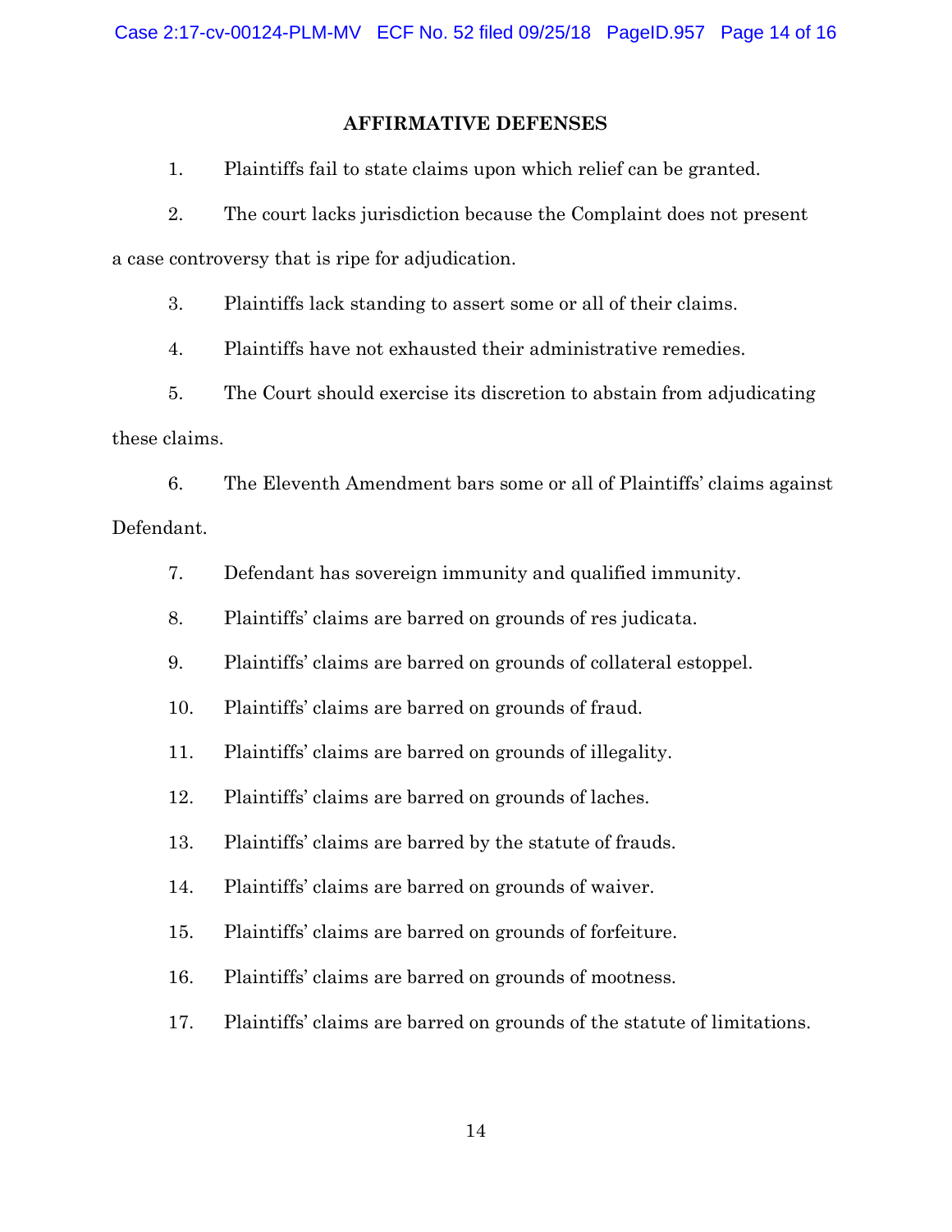## AFFIRMATIVE DEFENSES

1. Plaintiffs fail to state claims upon which relief can be granted.

2. The court lacks jurisdiction because the Complaint does not present a case controversy that is ripe for adjudication.

3. Plaintiffs lack standing to assert some or all of their claims.

4. Plaintiffs have not exhausted their administrative remedies.

5. The Court should exercise its discretion to abstain from adjudicating these claims.

6. The Eleventh Amendment bars some or all of Plaintiffs' claims against Defendant.

7. Defendant has sovereign immunity and qualified immunity.

8. Plaintiffs' claims are barred on grounds of res judicata.

9. Plaintiffs' claims are barred on grounds of collateral estoppel.

10. Plaintiffs' claims are barred on grounds of fraud.

11. Plaintiffs' claims are barred on grounds of illegality.

12. Plaintiffs' claims are barred on grounds of laches.

13. Plaintiffs' claims are barred by the statute of frauds.

14. Plaintiffs' claims are barred on grounds of waiver.

15. Plaintiffs' claims are barred on grounds of forfeiture.

16. Plaintiffs' claims are barred on grounds of mootness.

17. Plaintiffs' claims are barred on grounds of the statute of limitations.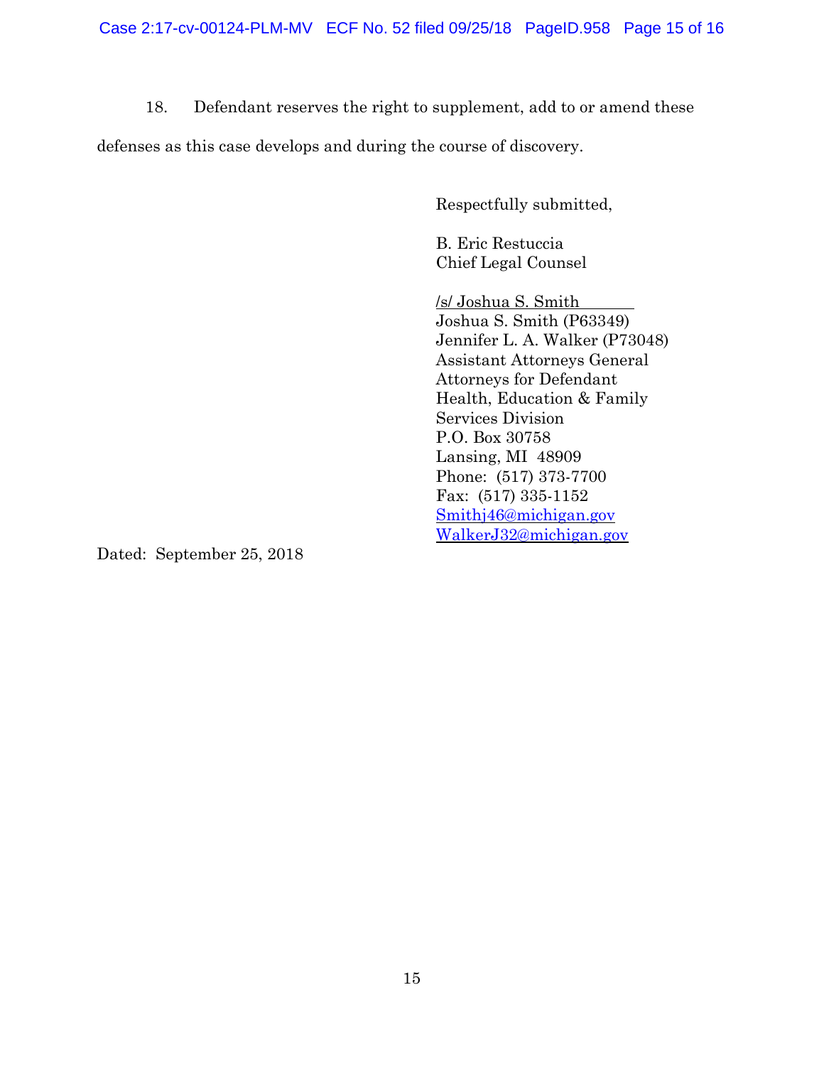18. Defendant reserves the right to supplement, add to or amend these defenses as this case develops and during the course of discovery.

Respectfully submitted,

B. Eric Restuccia
Chief Legal Counsel

/s/ Joshua S. Smith
Joshua S. Smith (P63349)
Jennifer L. A. Walker (P73048)
Assistant Attorneys General
Attorneys for Defendant
Health, Education & Family
Services Division
P.O. Box 30758
Lansing, MI 48909
Phone: (517) 373-7700
Fax: (517) 335-1152
Smithj46@michigan.gov
WalkerJ32@michigan.gov

Dated: September 25, 2018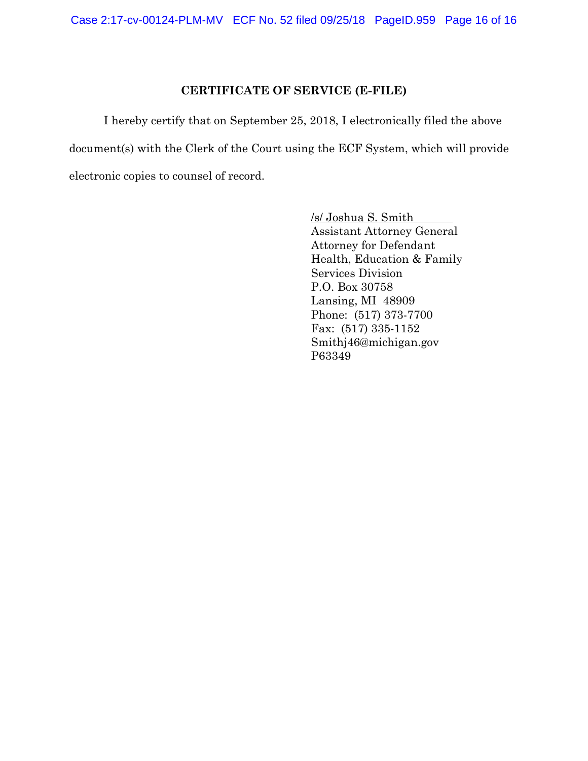## CERTIFICATE OF SERVICE (E-FILE)

I hereby certify that on September 25, 2018, I electronically filed the above document(s) with the Clerk of the Court using the ECF System, which will provide electronic copies to counsel of record.

/s/ Joshua S. Smith
Assistant Attorney General
Attorney for Defendant
Health, Education & Family
Services Division
P.O. Box 30758
Lansing, MI 48909
Phone: (517) 373-7700
Fax: (517) 335-1152
Smithj46@michigan.gov
P63349